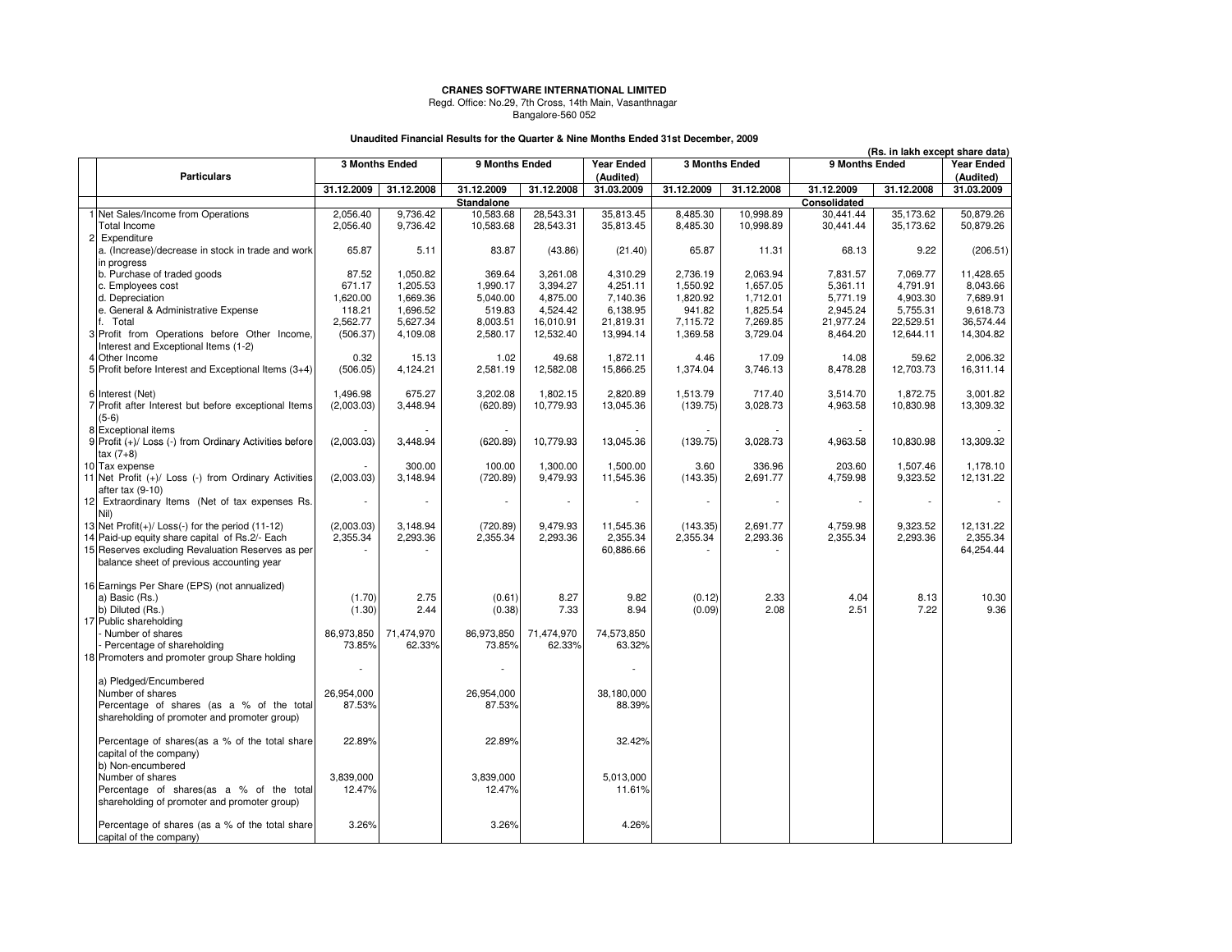**CRANES SOFTWARE INTERNATIONAL LIMITED**

Regd. Office: No.29, 7th Cross, 14th Main, Vasanthnagar
Bangalore-560 052

**Unaudited Financial Results for the Quarter & Nine Months Ended 31st December, 2009**

**(Rs. in lakh except share data)**

| | Particulars | 3 Months Ended | | 9 Months Ended | | Year Ended (Audited) | 3 Months Ended | | 9 Months Ended | | Year Ended (Audited) |
|---|---|---|---|---|---|---|---|---|---|---|---|
| | | 31.12.2009 | 31.12.2008 | 31.12.2009 | 31.12.2008 | 31.03.2009 | 31.12.2009 | 31.12.2008 | 31.12.2009 | 31.12.2008 | 31.03.2009 |
| | | Standalone | | | | | Consolidated | | | | |
| 1 | Net Sales/Income from Operations | 2,056.40 | 9,736.42 | 10,583.68 | 28,543.31 | 35,813.45 | 8,485.30 | 10,998.89 | 30,441.44 | 35,173.62 | 50,879.26 |
| | Total Income | 2,056.40 | 9,736.42 | 10,583.68 | 28,543.31 | 35,813.45 | 8,485.30 | 10,998.89 | 30,441.44 | 35,173.62 | 50,879.26 |
| 2 | Expenditure | | | | | | | | | | |
| | a. (Increase)/decrease in stock in trade and work in progress | 65.87 | 5.11 | 83.87 | (43.86) | (21.40) | 65.87 | 11.31 | 68.13 | 9.22 | (206.51) |
| | b. Purchase of traded goods | 87.52 | 1,050.82 | 369.64 | 3,261.08 | 4,310.29 | 2,736.19 | 2,063.94 | 7,831.57 | 7,069.77 | 11,428.65 |
| | c. Employees cost | 671.17 | 1,205.53 | 1,990.17 | 3,394.27 | 4,251.11 | 1,550.92 | 1,657.05 | 5,361.11 | 4,791.91 | 8,043.66 |
| | d. Depreciation | 1,620.00 | 1,669.36 | 5,040.00 | 4,875.00 | 7,140.36 | 1,820.92 | 1,712.01 | 5,771.19 | 4,903.30 | 7,689.91 |
| | e. General & Administrative Expense | 118.21 | 1,696.52 | 519.83 | 4,524.42 | 6,138.95 | 941.82 | 1,825.54 | 2,945.24 | 5,755.31 | 9,618.73 |
| | f. Total | 2,562.77 | 5,627.34 | 8,003.51 | 16,010.91 | 21,819.31 | 7,115.72 | 7,269.85 | 21,977.24 | 22,529.51 | 36,574.44 |
| 3 | Profit from Operations before Other Income, Interest and Exceptional Items (1-2) | (506.37) | 4,109.08 | 2,580.17 | 12,532.40 | 13,994.14 | 1,369.58 | 3,729.04 | 8,464.20 | 12,644.11 | 14,304.82 |
| 4 | Other Income | 0.32 | 15.13 | 1.02 | 49.68 | 1,872.11 | 4.46 | 17.09 | 14.08 | 59.62 | 2,006.32 |
| 5 | Profit before Interest and Exceptional Items (3+4) | (506.05) | 4,124.21 | 2,581.19 | 12,582.08 | 15,866.25 | 1,374.04 | 3,746.13 | 8,478.28 | 12,703.73 | 16,311.14 |
| 6 | Interest (Net) | 1,496.98 | 675.27 | 3,202.08 | 1,802.15 | 2,820.89 | 1,513.79 | 717.40 | 3,514.70 | 1,872.75 | 3,001.82 |
| 7 | Profit after Interest but before exceptional Items (5-6) | (2,003.03) | 3,448.94 | (620.89) | 10,779.93 | 13,045.36 | (139.75) | 3,028.73 | 4,963.58 | 10,830.98 | 13,309.32 |
| 8 | Exceptional items | - | - | - | | - | - | - | - | | - |
| 9 | Profit (+)/ Loss (-) from Ordinary Activities before tax (7+8) | (2,003.03) | 3,448.94 | (620.89) | 10,779.93 | 13,045.36 | (139.75) | 3,028.73 | 4,963.58 | 10,830.98 | 13,309.32 |
| 10 | Tax expense | - | 300.00 | 100.00 | 1,300.00 | 1,500.00 | 3.60 | 336.96 | 203.60 | 1,507.46 | 1,178.10 |
| 11 | Net Profit (+)/ Loss (-) from Ordinary Activities after tax (9-10) | (2,003.03) | 3,148.94 | (720.89) | 9,479.93 | 11,545.36 | (143.35) | 2,691.77 | 4,759.98 | 9,323.52 | 12,131.22 |
| 12 | Extraordinary Items (Net of tax expenses Rs. Nil) | - | - | - | - | - | - | - | - | - | - |
| 13 | Net Profit(+)/ Loss(-) for the period (11-12) | (2,003.03) | 3,148.94 | (720.89) | 9,479.93 | 11,545.36 | (143.35) | 2,691.77 | 4,759.98 | 9,323.52 | 12,131.22 |
| 14 | Paid-up equity share capital of Rs.2/- Each | 2,355.34 | 2,293.36 | 2,355.34 | 2,293.36 | 2,355.34 | 2,355.34 | 2,293.36 | 2,355.34 | 2,293.36 | 2,355.34 |
| 15 | Reserves excluding Revaluation Reserves as per balance sheet of previous accounting year | - | - | | | 60,886.66 | - | - | | | 64,254.44 |
| 16 | Earnings Per Share (EPS) (not annualized) | | | | | | | | | | |
| | a) Basic (Rs.) | (1.70) | 2.75 | (0.61) | 8.27 | 9.82 | (0.12) | 2.33 | 4.04 | 8.13 | 10.30 |
| | b) Diluted (Rs.) | (1.30) | 2.44 | (0.38) | 7.33 | 8.94 | (0.09) | 2.08 | 2.51 | 7.22 | 9.36 |
| 17 | Public shareholding | | | | | | | | | | |
| | - Number of shares | 86,973,850 | 71,474,970 | 86,973,850 | 71,474,970 | 74,573,850 | | | | | |
| | - Percentage of shareholding | 73.85% | 62.33% | 73.85% | 62.33% | 63.32% | | | | | |
| 18 | Promoters and promoter group Share holding | - | | - | | - | | | | | |
| | a) Pledged/Encumbered | | | | | | | | | | |
| | Number of shares | 26,954,000 | | 26,954,000 | | 38,180,000 | | | | | |
| | Percentage of shares (as a % of the total shareholding of promoter and promoter group) | 87.53% | | 87.53% | | 88.39% | | | | | |
| | Percentage of shares(as a % of the total share capital of the company) | 22.89% | | 22.89% | | 32.42% | | | | | |
| | b) Non-encumbered | | | | | | | | | | |
| | Number of shares | 3,839,000 | | 3,839,000 | | 5,013,000 | | | | | |
| | Percentage of shares(as a % of the total shareholding of promoter and promoter group) | 12.47% | | 12.47% | | 11.61% | | | | | |
| | Percentage of shares (as a % of the total share capital of the company) | 3.26% | | 3.26% | | 4.26% | | | | | |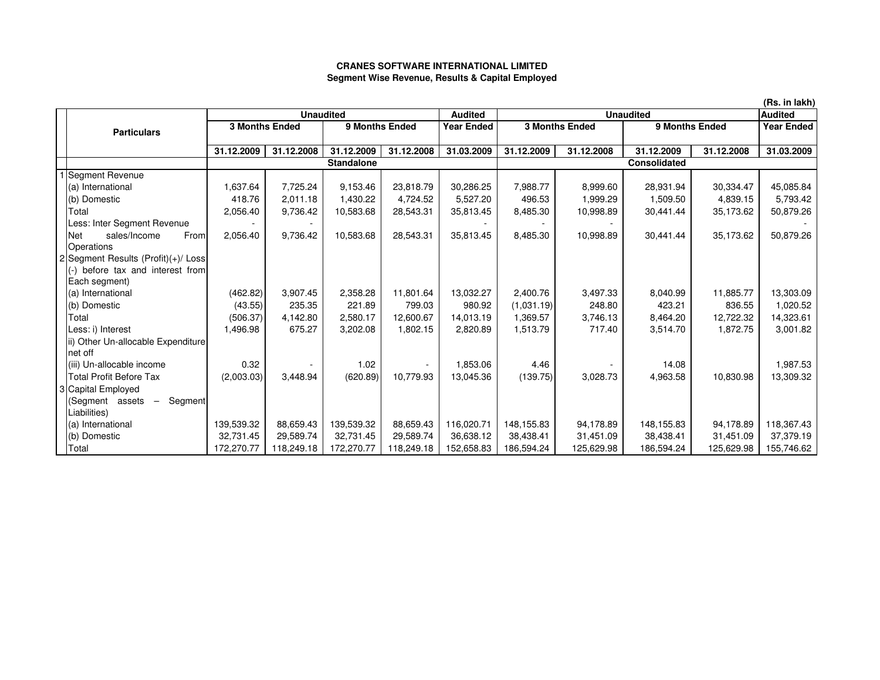**CRANES SOFTWARE INTERNATIONAL LIMITED**
**Segment Wise Revenue, Results & Capital Employed**

(Rs. in lakh)

| | Particulars | Unaudited | | | | Audited | Unaudited | | | | Audited |
|---|---|---|---|---|---|---|---|---|---|---|---|
| | | 3 Months Ended | | 9 Months Ended | | Year Ended | 3 Months Ended | | 9 Months Ended | | Year Ended |
| | | 31.12.2009 | 31.12.2008 | 31.12.2009 | 31.12.2008 | 31.03.2009 | 31.12.2009 | 31.12.2008 | 31.12.2009 | 31.12.2008 | 31.03.2009 |
| | | Standalone | | | | | Consolidated | | | | |
| 1 | Segment Revenue | | | | | | | | | | |
| | (a) International | 1,637.64 | 7,725.24 | 9,153.46 | 23,818.79 | 30,286.25 | 7,988.77 | 8,999.60 | 28,931.94 | 30,334.47 | 45,085.84 |
| | (b) Domestic | 418.76 | 2,011.18 | 1,430.22 | 4,724.52 | 5,527.20 | 496.53 | 1,999.29 | 1,509.50 | 4,839.15 | 5,793.42 |
| | Total | 2,056.40 | 9,736.42 | 10,583.68 | 28,543.31 | 35,813.45 | 8,485.30 | 10,998.89 | 30,441.44 | 35,173.62 | 50,879.26 |
| | Less: Inter Segment Revenue | - | - | | | - | - | - | | | - |
| | Net sales/Income From Operations | 2,056.40 | 9,736.42 | 10,583.68 | 28,543.31 | 35,813.45 | 8,485.30 | 10,998.89 | 30,441.44 | 35,173.62 | 50,879.26 |
| 2 | Segment Results (Profit)(+)/ Loss (-) before tax and interest from Each segment) | | | | | | | | | | |
| | (a) International | (462.82) | 3,907.45 | 2,358.28 | 11,801.64 | 13,032.27 | 2,400.76 | 3,497.33 | 8,040.99 | 11,885.77 | 13,303.09 |
| | (b) Domestic | (43.55) | 235.35 | 221.89 | 799.03 | 980.92 | (1,031.19) | 248.80 | 423.21 | 836.55 | 1,020.52 |
| | Total | (506.37) | 4,142.80 | 2,580.17 | 12,600.67 | 14,013.19 | 1,369.57 | 3,746.13 | 8,464.20 | 12,722.32 | 14,323.61 |
| | Less: i) Interest | 1,496.98 | 675.27 | 3,202.08 | 1,802.15 | 2,820.89 | 1,513.79 | 717.40 | 3,514.70 | 1,872.75 | 3,001.82 |
| | ii) Other Un-allocable Expenditure net off | | | | | | | | | | |
| | (iii) Un-allocable income | 0.32 | - | 1.02 | - | 1,853.06 | 4.46 | - | 14.08 | | 1,987.53 |
| | Total Profit Before Tax | (2,003.03) | 3,448.94 | (620.89) | 10,779.93 | 13,045.36 | (139.75) | 3,028.73 | 4,963.58 | 10,830.98 | 13,309.32 |
| 3 | Capital Employed (Segment assets – Segment Liabilities) | | | | | | | | | | |
| | (a) International | 139,539.32 | 88,659.43 | 139,539.32 | 88,659.43 | 116,020.71 | 148,155.83 | 94,178.89 | 148,155.83 | 94,178.89 | 118,367.43 |
| | (b) Domestic | 32,731.45 | 29,589.74 | 32,731.45 | 29,589.74 | 36,638.12 | 38,438.41 | 31,451.09 | 38,438.41 | 31,451.09 | 37,379.19 |
| | Total | 172,270.77 | 118,249.18 | 172,270.77 | 118,249.18 | 152,658.83 | 186,594.24 | 125,629.98 | 186,594.24 | 125,629.98 | 155,746.62 |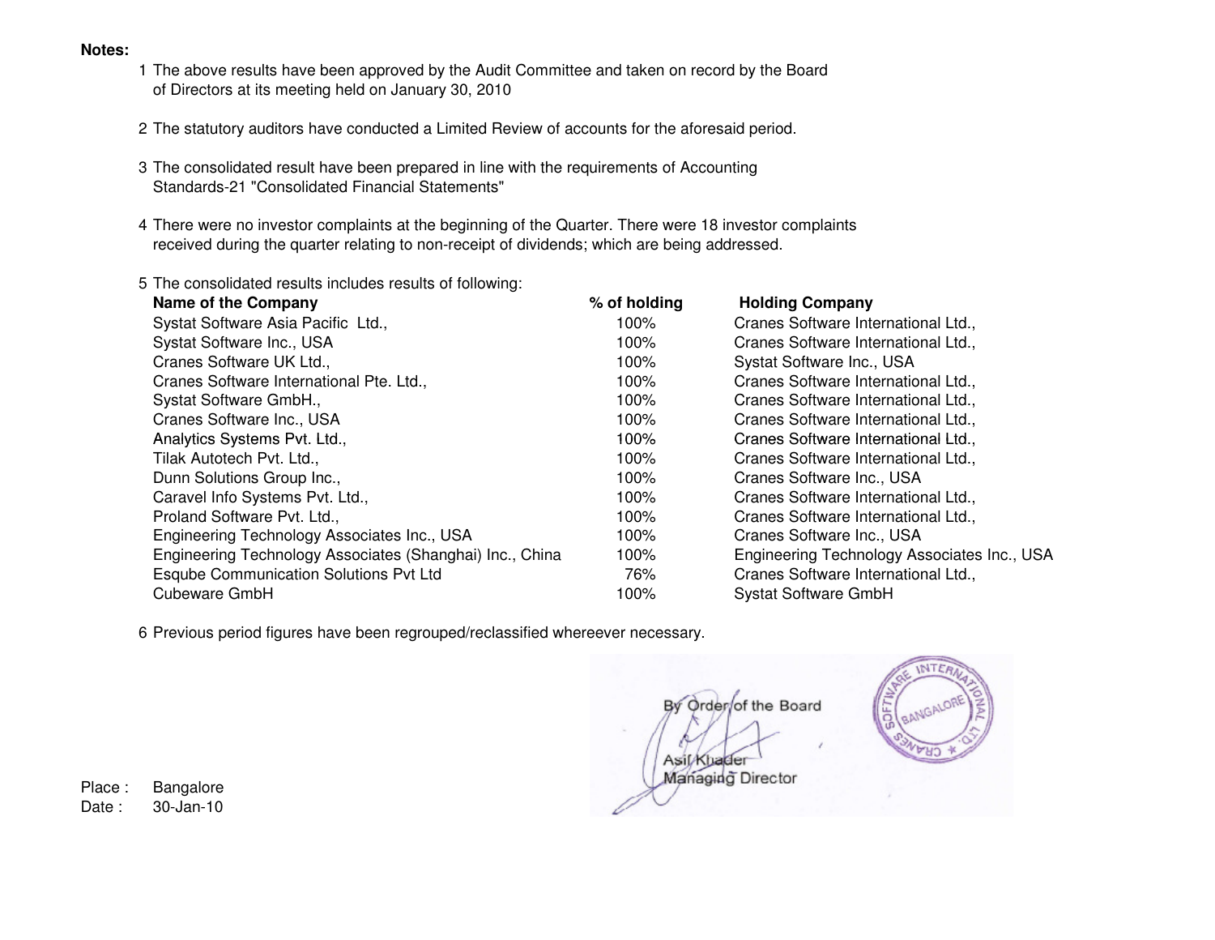**Notes:**

1. The above results have been approved by the Audit Committee and taken on record by the Board of Directors at its meeting held on January 30, 2010

2. The statutory auditors have conducted a Limited Review of accounts for the aforesaid period.

3. The consolidated result have been prepared in line with the requirements of Accounting Standards-21 "Consolidated Financial Statements"

4. There were no investor complaints at the beginning of the Quarter. There were 18 investor complaints received during the quarter relating to non-receipt of dividends; which are being addressed.

5. The consolidated results includes results of following:

| Name of the Company | % of holding | Holding Company |
|---|---|---|
| Systat Software Asia Pacific Ltd., | 100% | Cranes Software International Ltd., |
| Systat Software Inc., USA | 100% | Cranes Software International Ltd., |
| Cranes Software UK Ltd., | 100% | Systat Software Inc., USA |
| Cranes Software International Pte. Ltd., | 100% | Cranes Software International Ltd., |
| Systat Software GmbH., | 100% | Cranes Software International Ltd., |
| Cranes Software Inc., USA | 100% | Cranes Software International Ltd., |
| Analytics Systems Pvt. Ltd., | 100% | Cranes Software International Ltd., |
| Tilak Autotech Pvt. Ltd., | 100% | Cranes Software International Ltd., |
| Dunn Solutions Group Inc., | 100% | Cranes Software Inc., USA |
| Caravel Info Systems Pvt. Ltd., | 100% | Cranes Software International Ltd., |
| Proland Software Pvt. Ltd., | 100% | Cranes Software International Ltd., |
| Engineering Technology Associates Inc., USA | 100% | Cranes Software Inc., USA |
| Engineering Technology Associates (Shanghai) Inc., China | 100% | Engineering Technology Associates Inc., USA |
| Esqube Communication Solutions Pvt Ltd | 76% | Cranes Software International Ltd., |
| Cubeware GmbH | 100% | Systat Software GmbH |

6. Previous period figures have been regrouped/reclassified whereever necessary.

By Order of the Board

Asif Khader
Managing Director

Place : Bangalore
Date : 30-Jan-10